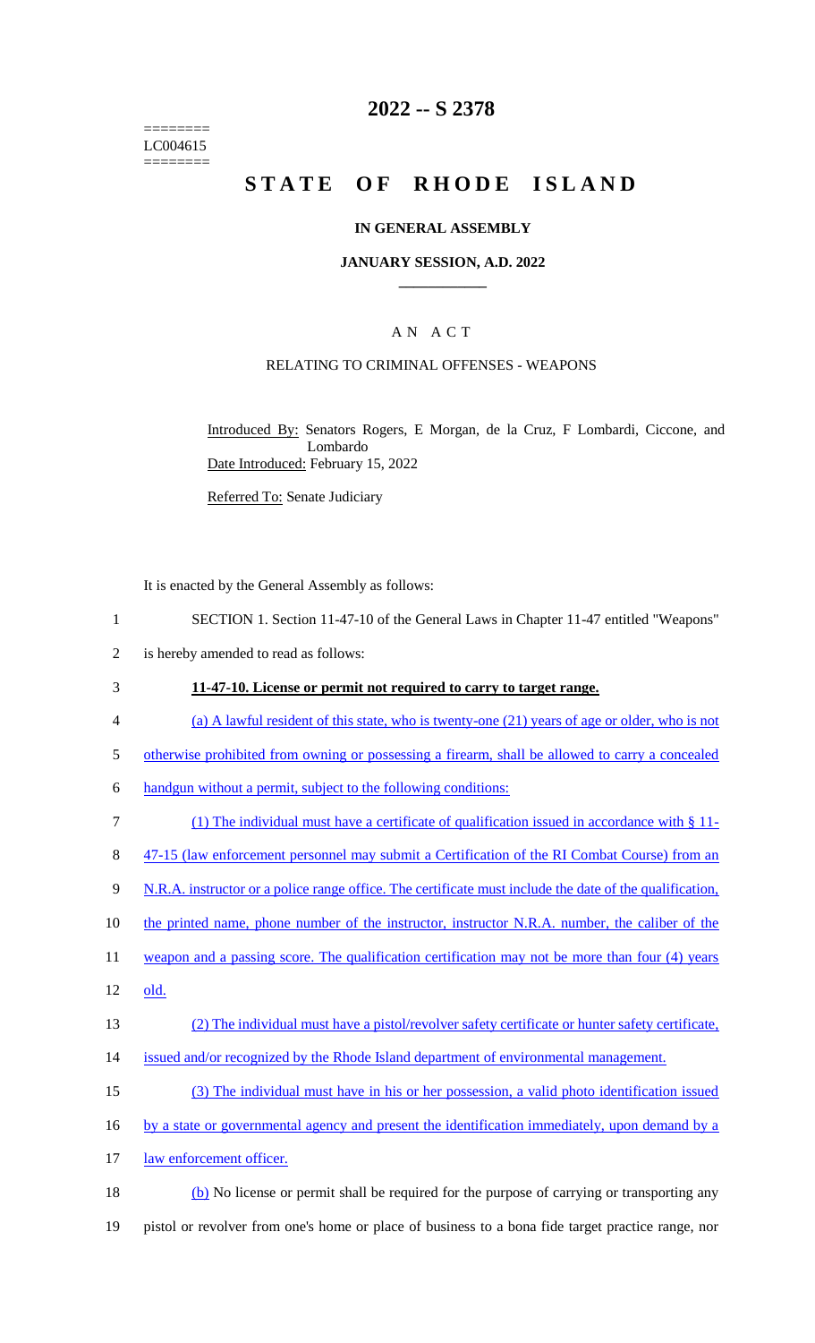========
LC004615
========

# 2022 -- S 2378

# STATE OF RHODE ISLAND

### IN GENERAL ASSEMBLY

### JANUARY SESSION, A.D. 2022

## A N A C T

### RELATING TO CRIMINAL OFFENSES - WEAPONS

Introduced By: Senators Rogers, E Morgan, de la Cruz, F Lombardi, Ciccone, and Lombardo

Date Introduced: February 15, 2022

Referred To: Senate Judiciary

It is enacted by the General Assembly as follows:

1 SECTION 1. Section 11-47-10 of the General Laws in Chapter 11-47 entitled "Weapons"
2 is hereby amended to read as follows:

3 **11-47-10. License or permit not required to carry to target range.**

4 (a) A lawful resident of this state, who is twenty-one (21) years of age or older, who is not
5 otherwise prohibited from owning or possessing a firearm, shall be allowed to carry a concealed
6 handgun without a permit, subject to the following conditions:

7 (1) The individual must have a certificate of qualification issued in accordance with § 11-
8 47-15 (law enforcement personnel may submit a Certification of the RI Combat Course) from an
9 N.R.A. instructor or a police range office. The certificate must include the date of the qualification,
10 the printed name, phone number of the instructor, instructor N.R.A. number, the caliber of the
11 weapon and a passing score. The qualification certification may not be more than four (4) years
12 old.

13 (2) The individual must have a pistol/revolver safety certificate or hunter safety certificate,
14 issued and/or recognized by the Rhode Island department of environmental management.

15 (3) The individual must have in his or her possession, a valid photo identification issued
16 by a state or governmental agency and present the identification immediately, upon demand by a
17 law enforcement officer.

18 (b) No license or permit shall be required for the purpose of carrying or transporting any
19 pistol or revolver from one's home or place of business to a bona fide target practice range, nor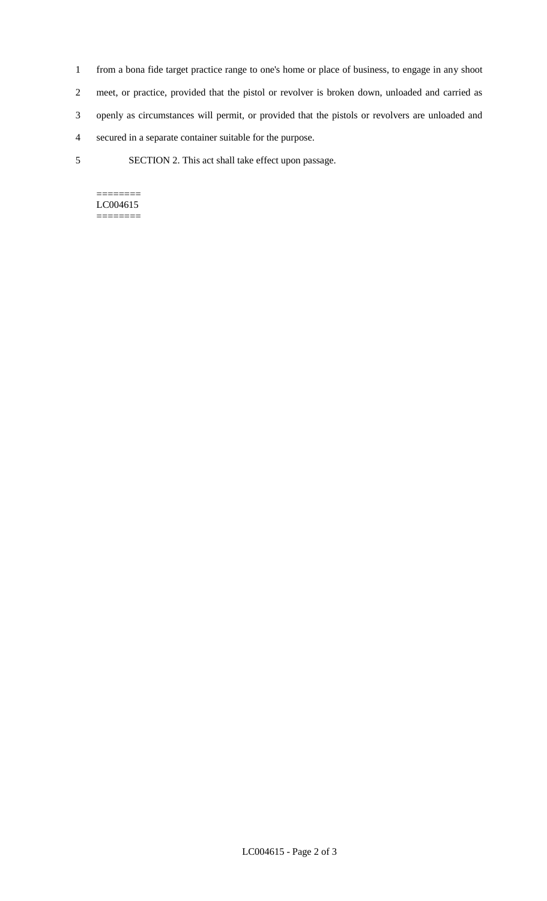from a bona fide target practice range to one's home or place of business, to engage in any shoot meet, or practice, provided that the pistol or revolver is broken down, unloaded and carried as openly as circumstances will permit, or provided that the pistols or revolvers are unloaded and secured in a separate container suitable for the purpose.

SECTION 2. This act shall take effect upon passage.

========
LC004615
========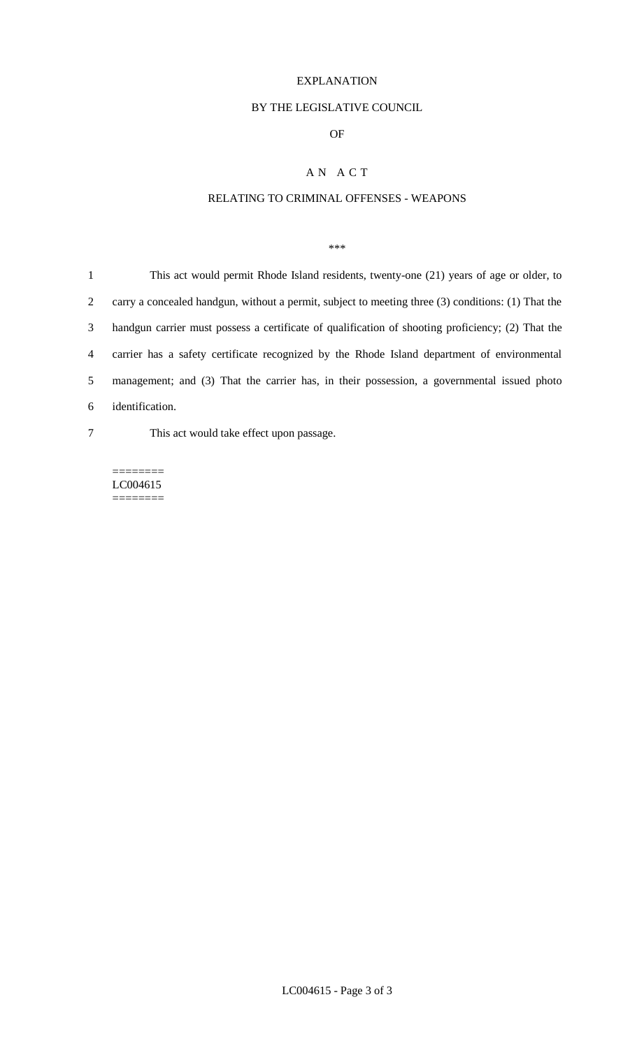EXPLANATION

BY THE LEGISLATIVE COUNCIL

OF

A N A C T

RELATING TO CRIMINAL OFFENSES - WEAPONS

\*\*\*

This act would permit Rhode Island residents, twenty-one (21) years of age or older, to carry a concealed handgun, without a permit, subject to meeting three (3) conditions: (1) That the handgun carrier must possess a certificate of qualification of shooting proficiency; (2) That the carrier has a safety certificate recognized by the Rhode Island department of environmental management; and (3) That the carrier has, in their possession, a governmental issued photo identification.

This act would take effect upon passage.

========
LC004615
========